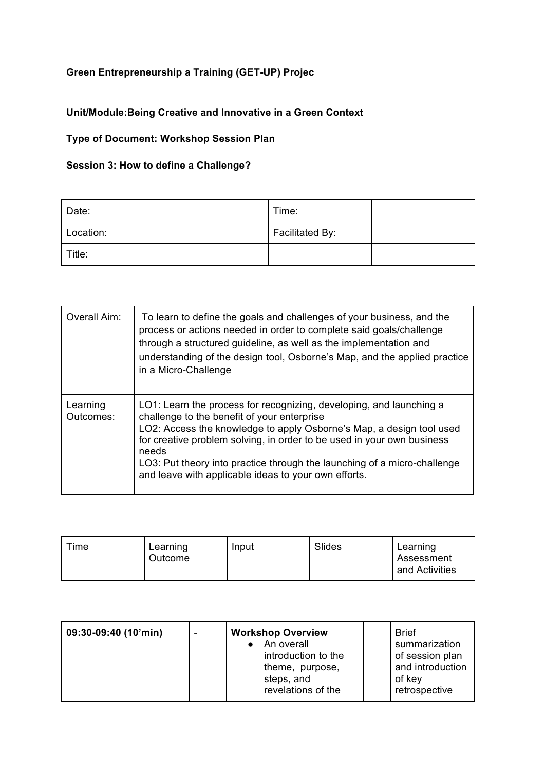**Green Entrepreneurship a Training (GET-UP) Projec**

**Unit/Module:Being Creative and Innovative in a Green Context**

**Type of Document: Workshop Session Plan**

**Session 3: How to define a Challenge?**

| Date: | | Time: | |
|---|---|---|---|
| Location: | | Facilitated By: | |
| Title: | | | |

| Overall Aim: | To learn to define the goals and challenges of your business, and the process or actions needed in order to complete said goals/challenge through a structured guideline, as well as the implementation and understanding of the design tool, Osborne's Map, and the applied practice in a Micro-Challenge |
|---|---|
| Learning Outcomes: | LO1: Learn the process for recognizing, developing, and launching a challenge to the benefit of your enterprise<br>LO2: Access the knowledge to apply Osborne's Map, a design tool used for creative problem solving, in order to be used in your own business needs<br>LO3: Put theory into practice through the launching of a micro-challenge and leave with applicable ideas to your own efforts. |

| Time | Learning Outcome | Input | Slides | Learning Assessment and Activities |
|---|---|---|---|---|
| **09:30-09:40 (10'min)** | - | **Workshop Overview**<br>● An overall introduction to the theme, purpose, steps, and revelations of the | | Brief summarization of session plan and introduction of key retrospective |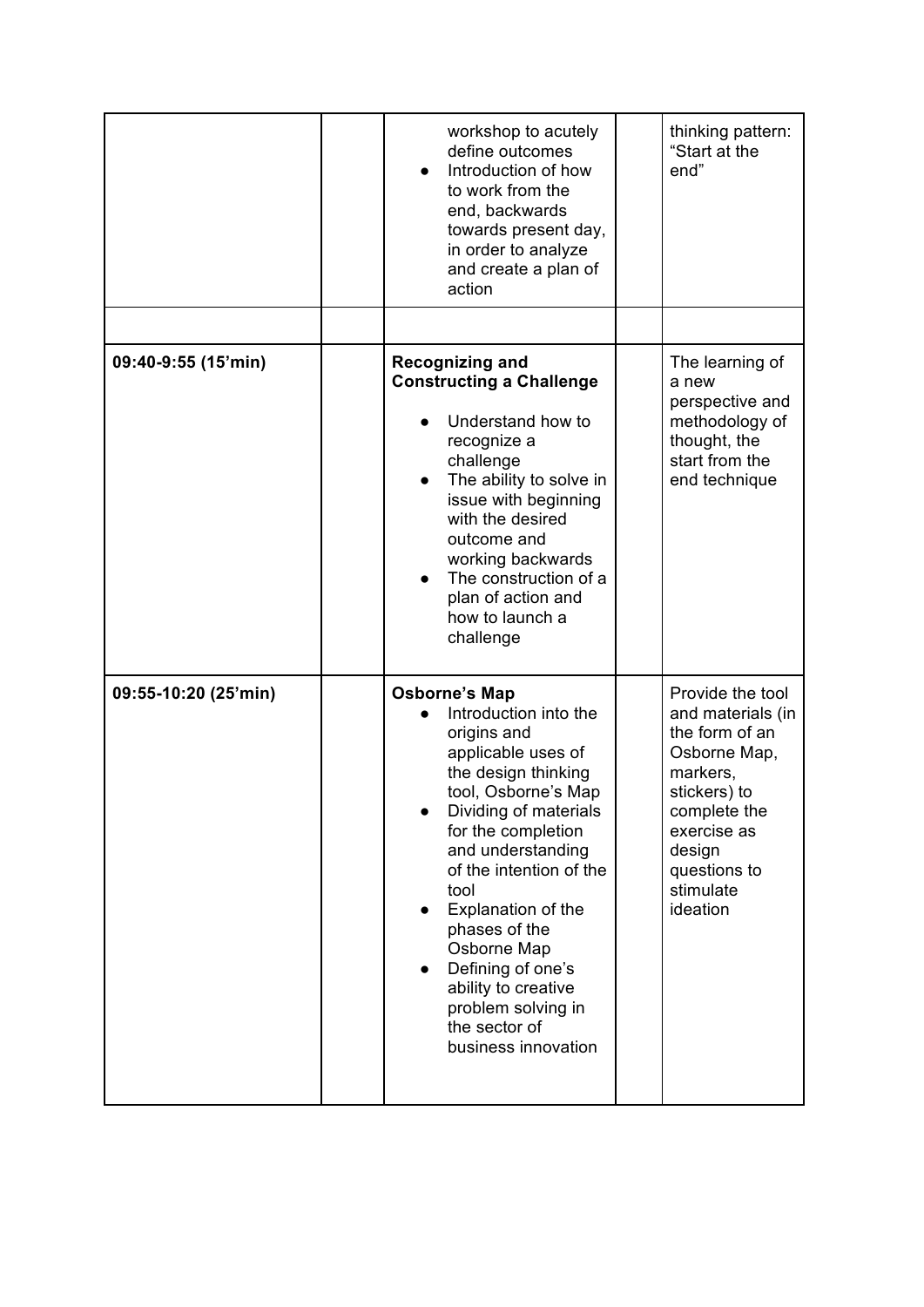| | | | | |
|---|---|---|---|---|
| | | workshop to acutely define outcomes<br>• Introduction of how to work from the end, backwards towards present day, in order to analyze and create a plan of action | | thinking pattern: "Start at the end" |
| | | | | |
| **09:40-9:55 (15'min)** | | **Recognizing and Constructing a Challenge**<br>• Understand how to recognize a challenge<br>• The ability to solve in issue with beginning with the desired outcome and working backwards<br>• The construction of a plan of action and how to launch a challenge | | The learning of a new perspective and methodology of thought, the start from the end technique |
| **09:55-10:20 (25'min)** | | **Osborne's Map**<br>• Introduction into the origins and applicable uses of the design thinking tool, Osborne's Map<br>• Dividing of materials for the completion and understanding of the intention of the tool<br>• Explanation of the phases of the Osborne Map<br>• Defining of one's ability to creative problem solving in the sector of business innovation | | Provide the tool and materials (in the form of an Osborne Map, markers, stickers) to complete the exercise as design questions to stimulate ideation |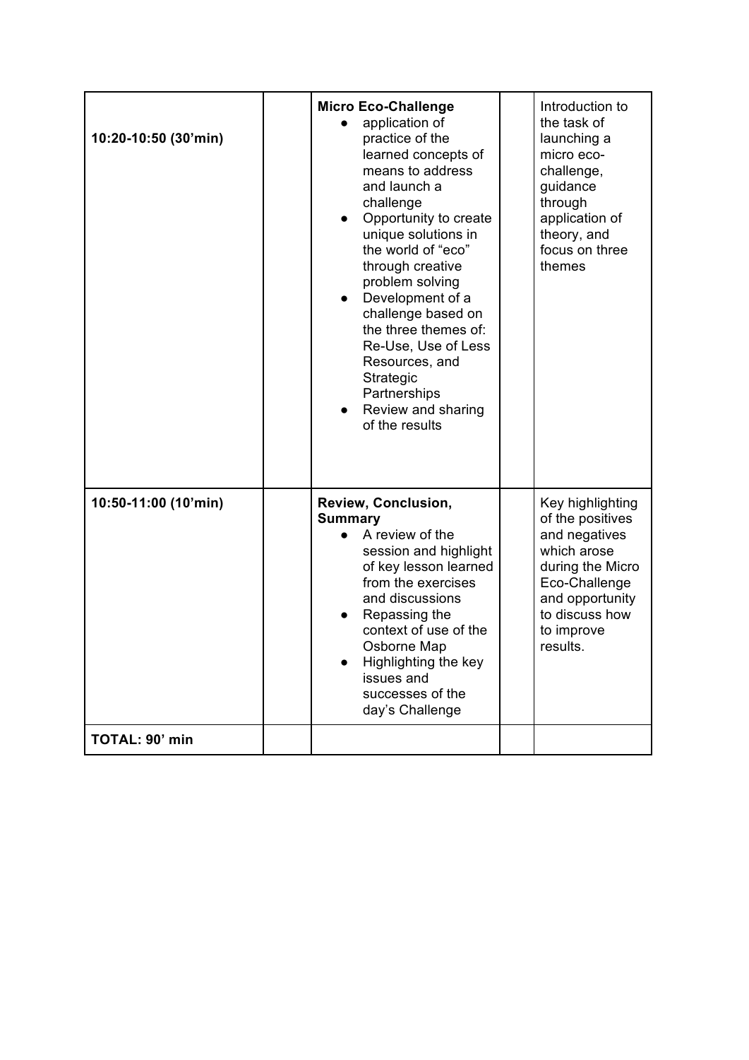| | | | | |
|---|---|---|---|---|
| **10:20-10:50 (30'min)** | | **Micro Eco-Challenge**<br>• application of practice of the learned concepts of means to address and launch a challenge<br>• Opportunity to create unique solutions in the world of "eco" through creative problem solving<br>• Development of a challenge based on the three themes of: Re-Use, Use of Less Resources, and Strategic Partnerships<br>• Review and sharing of the results | | Introduction to the task of launching a micro eco-challenge, guidance through application of theory, and focus on three themes |
| **10:50-11:00 (10'min)** | | **Review, Conclusion, Summary**<br>• A review of the session and highlight of key lesson learned from the exercises and discussions<br>• Repassing the context of use of the Osborne Map<br>• Highlighting the key issues and successes of the day's Challenge | | Key highlighting of the positives and negatives which arose during the Micro Eco-Challenge and opportunity to discuss how to improve results. |
| **TOTAL: 90' min** | | | | |